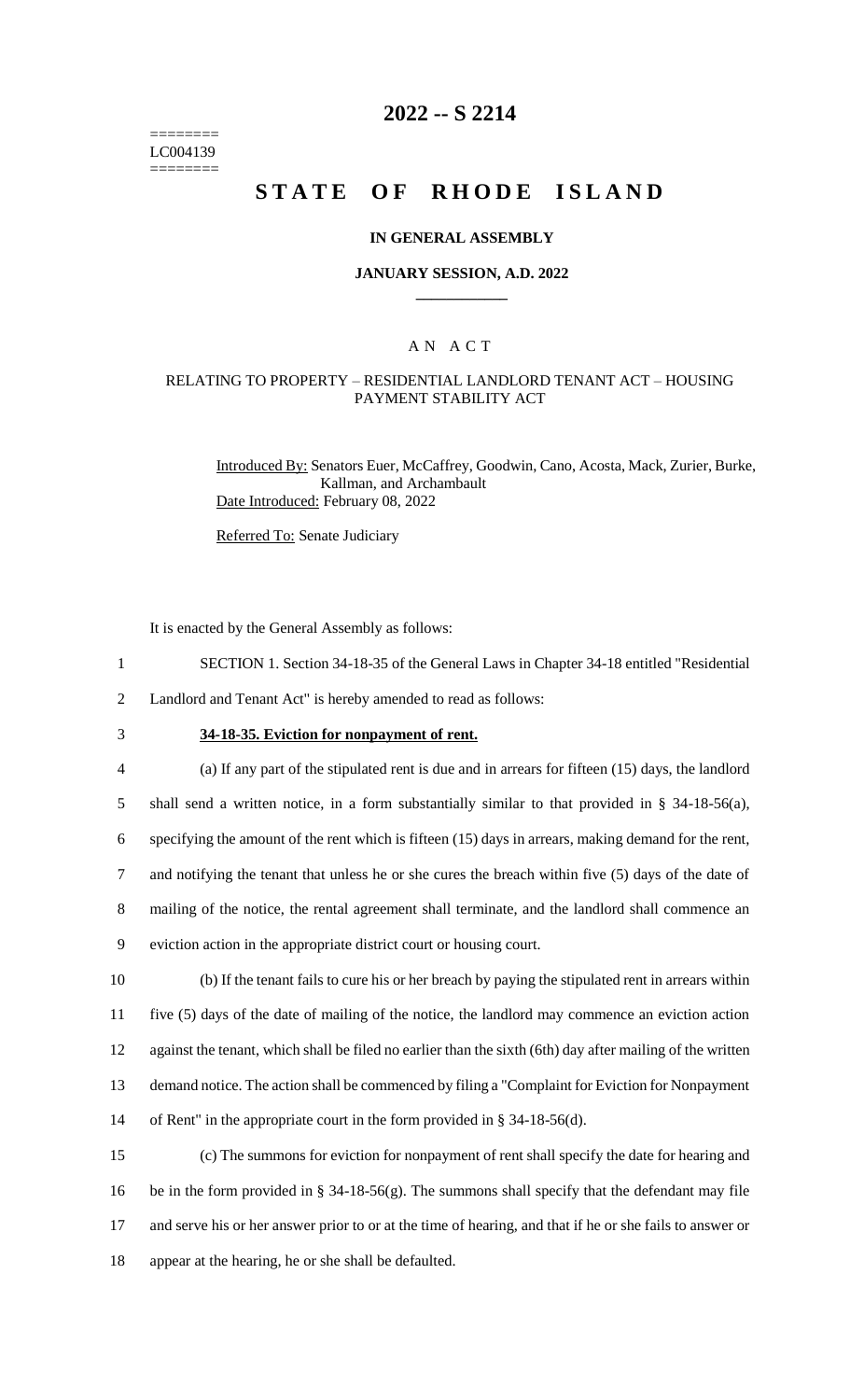========
LC004139
========

# 2022 -- S 2214

# STATE OF RHODE ISLAND

### IN GENERAL ASSEMBLY

### JANUARY SESSION, A.D. 2022

### AN ACT

### RELATING TO PROPERTY – RESIDENTIAL LANDLORD TENANT ACT – HOUSING PAYMENT STABILITY ACT

Introduced By: Senators Euer, McCaffrey, Goodwin, Cano, Acosta, Mack, Zurier, Burke, Kallman, and Archambault

Date Introduced: February 08, 2022

Referred To: Senate Judiciary

It is enacted by the General Assembly as follows:

1 SECTION 1. Section 34-18-35 of the General Laws in Chapter 34-18 entitled "Residential
2 Landlord and Tenant Act" is hereby amended to read as follows:

3 **34-18-35. Eviction for nonpayment of rent.**

4 (a) If any part of the stipulated rent is due and in arrears for fifteen (15) days, the landlord
5 shall send a written notice, in a form substantially similar to that provided in § 34-18-56(a),
6 specifying the amount of the rent which is fifteen (15) days in arrears, making demand for the rent,
7 and notifying the tenant that unless he or she cures the breach within five (5) days of the date of
8 mailing of the notice, the rental agreement shall terminate, and the landlord shall commence an
9 eviction action in the appropriate district court or housing court.

10 (b) If the tenant fails to cure his or her breach by paying the stipulated rent in arrears within
11 five (5) days of the date of mailing of the notice, the landlord may commence an eviction action
12 against the tenant, which shall be filed no earlier than the sixth (6th) day after mailing of the written
13 demand notice. The action shall be commenced by filing a "Complaint for Eviction for Nonpayment
14 of Rent" in the appropriate court in the form provided in § 34-18-56(d).

15 (c) The summons for eviction for nonpayment of rent shall specify the date for hearing and
16 be in the form provided in § 34-18-56(g). The summons shall specify that the defendant may file
17 and serve his or her answer prior to or at the time of hearing, and that if he or she fails to answer or
18 appear at the hearing, he or she shall be defaulted.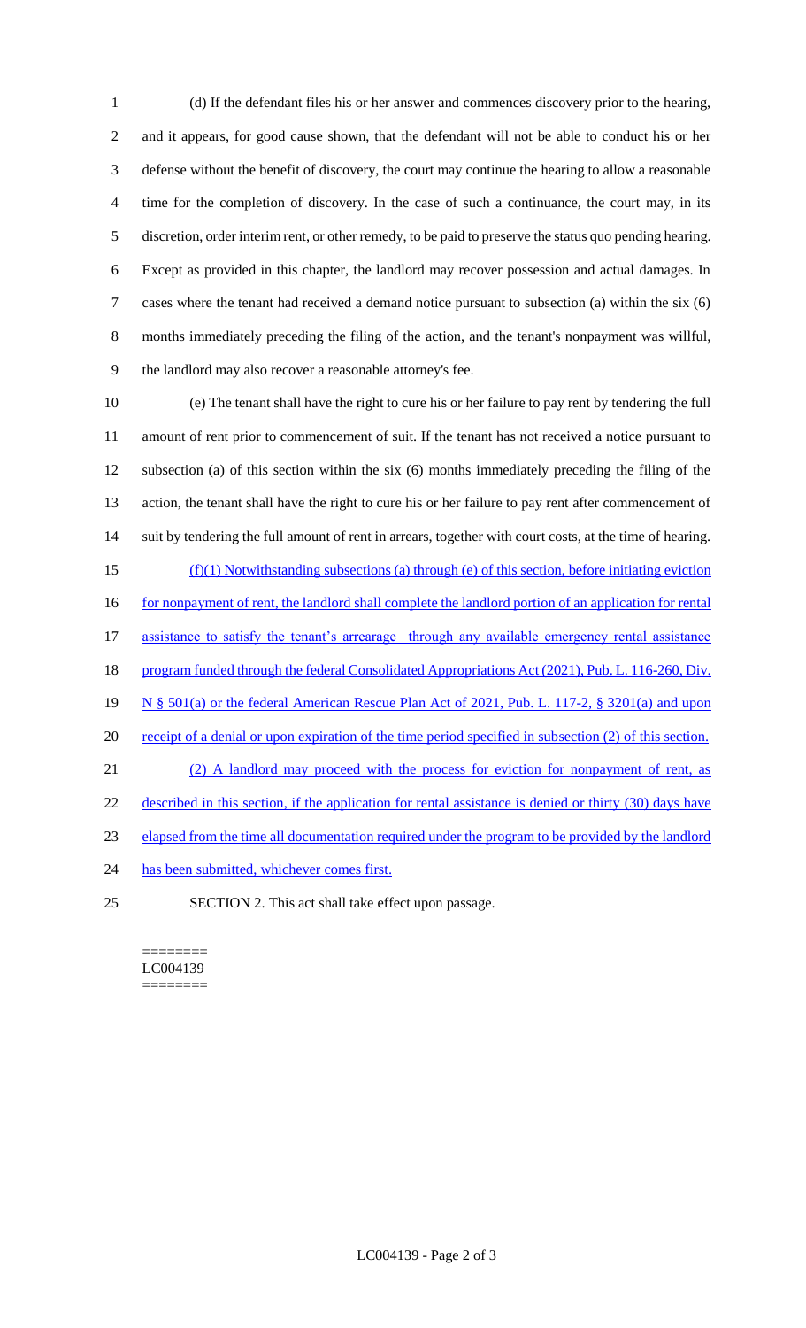(d) If the defendant files his or her answer and commences discovery prior to the hearing, and it appears, for good cause shown, that the defendant will not be able to conduct his or her defense without the benefit of discovery, the court may continue the hearing to allow a reasonable time for the completion of discovery. In the case of such a continuance, the court may, in its discretion, order interim rent, or other remedy, to be paid to preserve the status quo pending hearing. Except as provided in this chapter, the landlord may recover possession and actual damages. In cases where the tenant had received a demand notice pursuant to subsection (a) within the six (6) months immediately preceding the filing of the action, and the tenant's nonpayment was willful, the landlord may also recover a reasonable attorney's fee.

(e) The tenant shall have the right to cure his or her failure to pay rent by tendering the full amount of rent prior to commencement of suit. If the tenant has not received a notice pursuant to subsection (a) of this section within the six (6) months immediately preceding the filing of the action, the tenant shall have the right to cure his or her failure to pay rent after commencement of suit by tendering the full amount of rent in arrears, together with court costs, at the time of hearing.

(f)(1) Notwithstanding subsections (a) through (e) of this section, before initiating eviction for nonpayment of rent, the landlord shall complete the landlord portion of an application for rental assistance to satisfy the tenant's arrearage through any available emergency rental assistance program funded through the federal Consolidated Appropriations Act (2021), Pub. L. 116-260, Div. N § 501(a) or the federal American Rescue Plan Act of 2021, Pub. L. 117-2, § 3201(a) and upon receipt of a denial or upon expiration of the time period specified in subsection (2) of this section.

(2) A landlord may proceed with the process for eviction for nonpayment of rent, as described in this section, if the application for rental assistance is denied or thirty (30) days have elapsed from the time all documentation required under the program to be provided by the landlord has been submitted, whichever comes first.

SECTION 2. This act shall take effect upon passage.

========
LC004139
========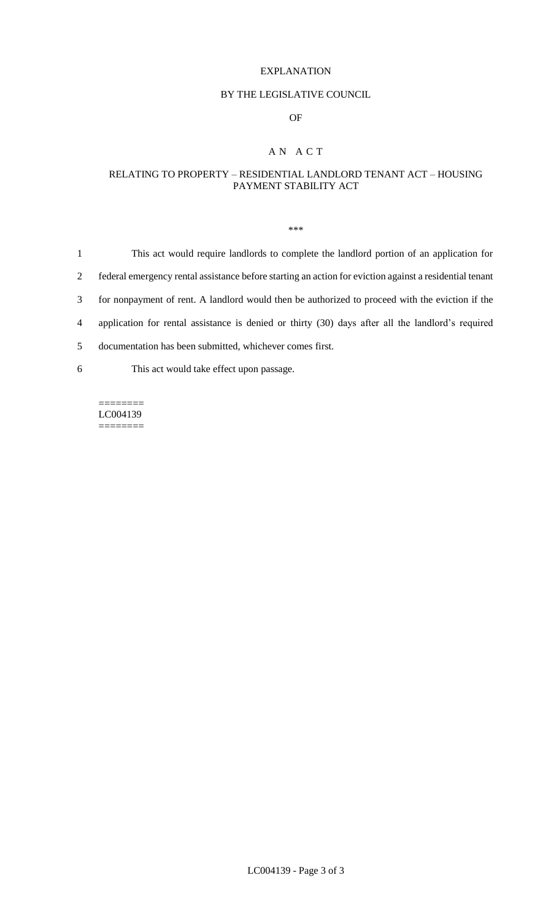EXPLANATION

BY THE LEGISLATIVE COUNCIL

OF

# A N A C T

RELATING TO PROPERTY – RESIDENTIAL LANDLORD TENANT ACT – HOUSING PAYMENT STABILITY ACT

\*\*\*

1 This act would require landlords to complete the landlord portion of an application for
2 federal emergency rental assistance before starting an action for eviction against a residential tenant
3 for nonpayment of rent. A landlord would then be authorized to proceed with the eviction if the
4 application for rental assistance is denied or thirty (30) days after all the landlord's required
5 documentation has been submitted, whichever comes first.
6 This act would take effect upon passage.

========
LC004139
========